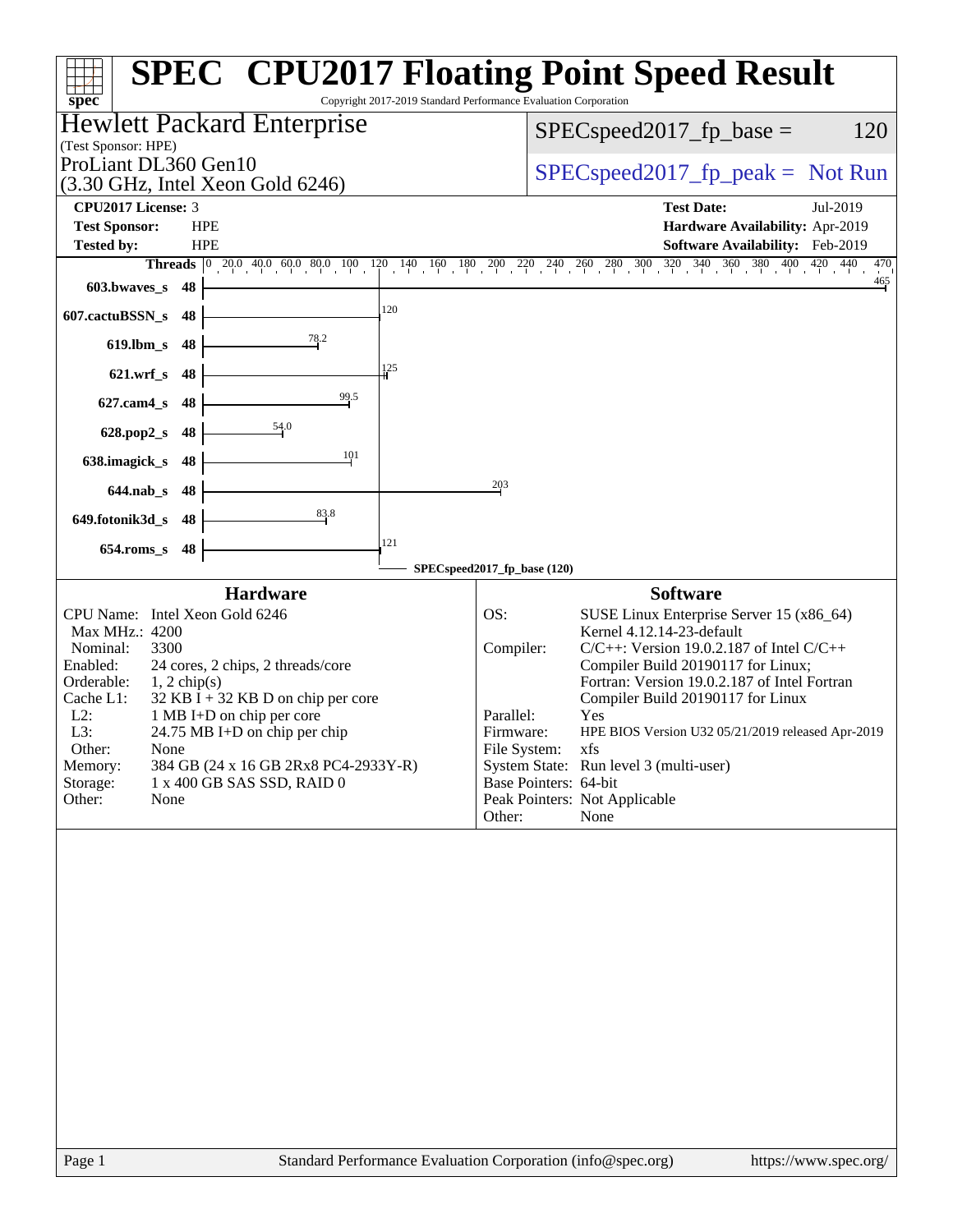# SPEC CPU2017 Floating Point Speed Result

Copyright 2017-2019 Standard Performance Evaluation Corporation

## Hewlett Packard Enterprise

(Test Sponsor: HPE)

ProLiant DL360 Gen10
(3.30 GHz, Intel Xeon Gold 6246)

SPECspeed2017_fp_base = 120

SPECspeed2017_fp_peak = Not Run

| | | | |
|---|---|---|---|
| **CPU2017 License:** | 3 | **Test Date:** | Jul-2019 |
| **Test Sponsor:** | HPE | **Hardware Availability:** | Apr-2019 |
| **Tested by:** | HPE | **Software Availability:** | Feb-2019 |

Threads
0 20.0 40.0 60.0 80.0 100 120 140 160 180 200 220 240 260 280 300 320 340 360 380 400 420 440 470

603.bwaves_s 48 — 465
607.cactuBSSN_s 48 — 120
619.lbm_s 48 — 78.2
621.wrf_s 48 — 125
627.cam4_s 48 — 99.5
628.pop2_s 48 — 54.0
638.imagick_s 48 — 101
644.nab_s 48 — 203
649.fotonik3d_s 48 — 83.8
654.roms_s 48 — 121

SPECspeed2017_fp_base (120)

### Hardware

| | |
|---|---|
| CPU Name: | Intel Xeon Gold 6246 |
| Max MHz.: | 4200 |
| Nominal: | 3300 |
| Enabled: | 24 cores, 2 chips, 2 threads/core |
| Orderable: | 1, 2 chip(s) |
| Cache L1: | 32 KB I + 32 KB D on chip per core |
| L2: | 1 MB I+D on chip per core |
| L3: | 24.75 MB I+D on chip per chip |
| Other: | None |
| Memory: | 384 GB (24 x 16 GB 2Rx8 PC4-2933Y-R) |
| Storage: | 1 x 400 GB SAS SSD, RAID 0 |
| Other: | None |

### Software

| | |
|---|---|
| OS: | SUSE Linux Enterprise Server 15 (x86_64) Kernel 4.12.14-23-default |
| Compiler: | C/C++: Version 19.0.2.187 of Intel C/C++ Compiler Build 20190117 for Linux; Fortran: Version 19.0.2.187 of Intel Fortran Compiler Build 20190117 for Linux |
| Parallel: | Yes |
| Firmware: | HPE BIOS Version U32 05/21/2019 released Apr-2019 |
| File System: | xfs |
| System State: | Run level 3 (multi-user) |
| Base Pointers: | 64-bit |
| Peak Pointers: | Not Applicable |
| Other: | None |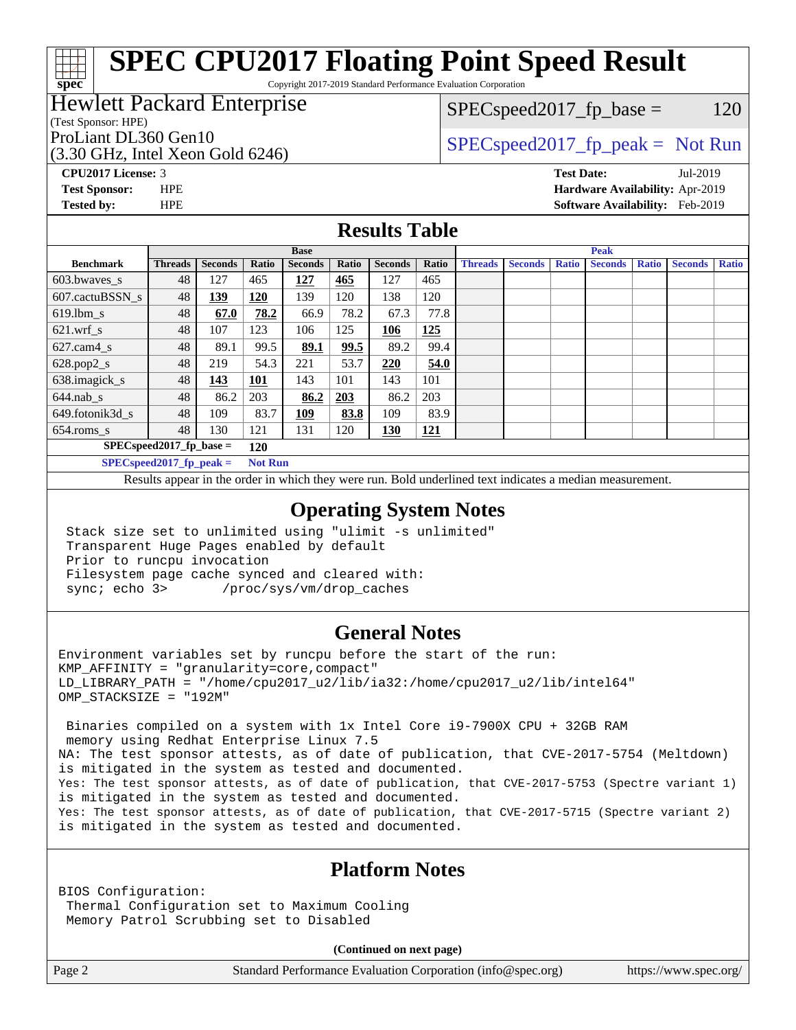# SPEC CPU2017 Floating Point Speed Result

Copyright 2017-2019 Standard Performance Evaluation Corporation

**Hewlett Packard Enterprise**
(Test Sponsor: HPE)
ProLiant DL360 Gen10
(3.30 GHz, Intel Xeon Gold 6246)

SPECspeed2017_fp_base = 120

SPECspeed2017_fp_peak = Not Run

**CPU2017 License:** 3
**Test Sponsor:** HPE
**Tested by:** HPE

**Test Date:** Jul-2019
**Hardware Availability:** Apr-2019
**Software Availability:** Feb-2019

## Results Table

| | Base | | | | | | | Peak | | | | | | |
|---|---|---|---|---|---|---|---|---|---|---|---|---|---|---|
| **Benchmark** | **Threads** | **Seconds** | **Ratio** | **Seconds** | **Ratio** | **Seconds** | **Ratio** | **Threads** | **Seconds** | **Ratio** | **Seconds** | **Ratio** | **Seconds** | **Ratio** |
| 603.bwaves_s | 48 | 127 | 465 | **127** | **465** | 127 | 465 | | | | | | | |
| 607.cactuBSSN_s | 48 | **139** | **120** | 139 | 120 | 138 | 120 | | | | | | | |
| 619.lbm_s | 48 | **67.0** | **78.2** | 66.9 | 78.2 | 67.3 | 77.8 | | | | | | | |
| 621.wrf_s | 48 | 107 | 123 | 106 | 125 | **106** | **125** | | | | | | | |
| 627.cam4_s | 48 | 89.1 | 99.5 | **89.1** | **99.5** | 89.2 | 99.4 | | | | | | | |
| 628.pop2_s | 48 | 219 | 54.3 | 221 | 53.7 | **220** | **54.0** | | | | | | | |
| 638.imagick_s | 48 | **143** | **101** | 143 | 101 | 143 | 101 | | | | | | | |
| 644.nab_s | 48 | 86.2 | 203 | **86.2** | **203** | 86.2 | 203 | | | | | | | |
| 649.fotonik3d_s | 48 | 109 | 83.7 | **109** | **83.8** | 109 | 83.9 | | | | | | | |
| 654.roms_s | 48 | 130 | 121 | 131 | 120 | **130** | **121** | | | | | | | |

**SPECspeed2017_fp_base =** **120**

**SPECspeed2017_fp_peak =** **Not Run**

Results appear in the order in which they were run. Bold underlined text indicates a median measurement.

## Operating System Notes

```
Stack size set to unlimited using "ulimit -s unlimited"
Transparent Huge Pages enabled by default
Prior to runcpu invocation
Filesystem page cache synced and cleared with:
sync; echo 3>       /proc/sys/vm/drop_caches
```

## General Notes

```
Environment variables set by runcpu before the start of the run:
KMP_AFFINITY = "granularity=core,compact"
LD_LIBRARY_PATH = "/home/cpu2017_u2/lib/ia32:/home/cpu2017_u2/lib/intel64"
OMP_STACKSIZE = "192M"

 Binaries compiled on a system with 1x Intel Core i9-7900X CPU + 32GB RAM
 memory using Redhat Enterprise Linux 7.5
NA: The test sponsor attests, as of date of publication, that CVE-2017-5754 (Meltdown)
is mitigated in the system as tested and documented.
Yes: The test sponsor attests, as of date of publication, that CVE-2017-5753 (Spectre variant 1)
is mitigated in the system as tested and documented.
Yes: The test sponsor attests, as of date of publication, that CVE-2017-5715 (Spectre variant 2)
is mitigated in the system as tested and documented.
```

## Platform Notes

```
BIOS Configuration:
 Thermal Configuration set to Maximum Cooling
 Memory Patrol Scrubbing set to Disabled
```

**(Continued on next page)**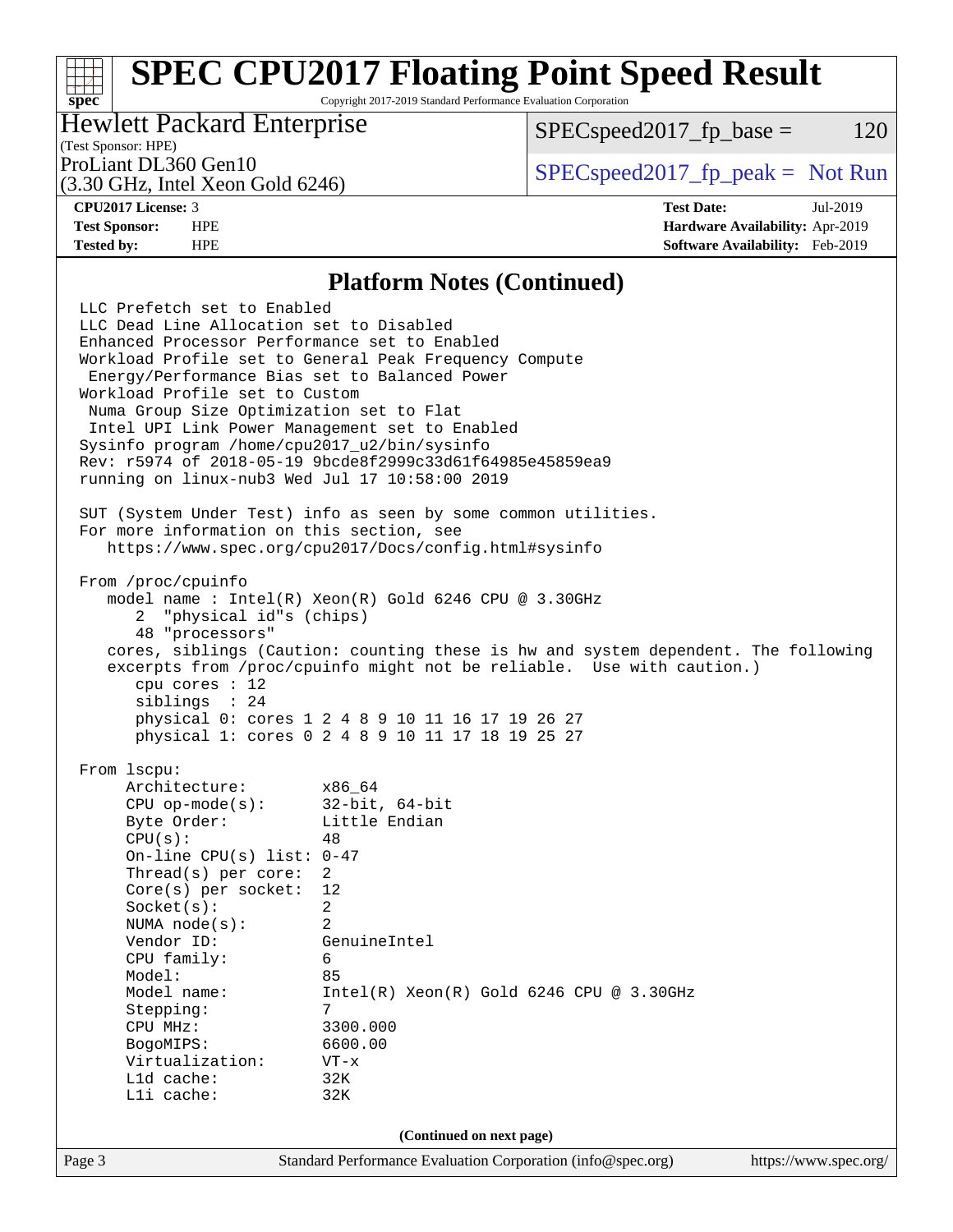# SPEC CPU2017 Floating Point Speed Result

Copyright 2017-2019 Standard Performance Evaluation Corporation

**Hewlett Packard Enterprise**
(Test Sponsor: HPE)

ProLiant DL360 Gen10
(3.30 GHz, Intel Xeon Gold 6246)

SPECspeed2017_fp_base = 120

SPECspeed2017_fp_peak = Not Run

**CPU2017 License:** 3
**Test Sponsor:** HPE
**Tested by:** HPE

**Test Date:** Jul-2019
**Hardware Availability:** Apr-2019
**Software Availability:** Feb-2019

## Platform Notes (Continued)

```
LLC Prefetch set to Enabled
LLC Dead Line Allocation set to Disabled
Enhanced Processor Performance set to Enabled
Workload Profile set to General Peak Frequency Compute
 Energy/Performance Bias set to Balanced Power
Workload Profile set to Custom
 Numa Group Size Optimization set to Flat
 Intel UPI Link Power Management set to Enabled
Sysinfo program /home/cpu2017_u2/bin/sysinfo
Rev: r5974 of 2018-05-19 9bcde8f2999c33d61f64985e45859ea9
running on linux-nub3 Wed Jul 17 10:58:00 2019

SUT (System Under Test) info as seen by some common utilities.
For more information on this section, see
   https://www.spec.org/cpu2017/Docs/config.html#sysinfo

From /proc/cpuinfo
   model name : Intel(R) Xeon(R) Gold 6246 CPU @ 3.30GHz
      2  "physical id"s (chips)
      48 "processors"
   cores, siblings (Caution: counting these is hw and system dependent. The following
   excerpts from /proc/cpuinfo might not be reliable.  Use with caution.)
      cpu cores : 12
      siblings  : 24
      physical 0: cores 1 2 4 8 9 10 11 16 17 19 26 27
      physical 1: cores 0 2 4 8 9 10 11 17 18 19 25 27

From lscpu:
     Architecture:        x86_64
     CPU op-mode(s):      32-bit, 64-bit
     Byte Order:          Little Endian
     CPU(s):              48
     On-line CPU(s) list: 0-47
     Thread(s) per core:  2
     Core(s) per socket:  12
     Socket(s):           2
     NUMA node(s):        2
     Vendor ID:           GenuineIntel
     CPU family:          6
     Model:               85
     Model name:          Intel(R) Xeon(R) Gold 6246 CPU @ 3.30GHz
     Stepping:            7
     CPU MHz:             3300.000
     BogoMIPS:            6600.00
     Virtualization:      VT-x
     L1d cache:           32K
     L1i cache:           32K
```

(Continued on next page)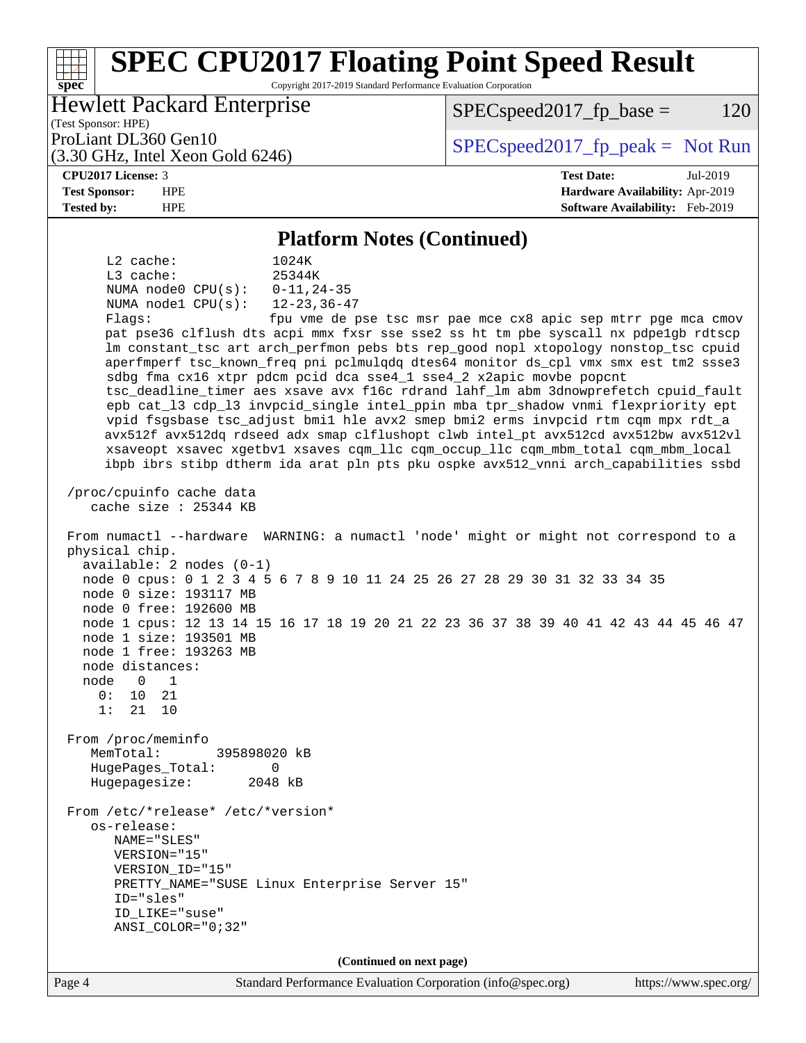## Platform Notes (Continued)

```
      L2 cache:              1024K
      L3 cache:              25344K
      NUMA node0 CPU(s):     0-11,24-35
      NUMA node1 CPU(s):     12-23,36-47
      Flags:                 fpu vme de pse tsc msr pae mce cx8 apic sep mtrr pge mca cmov
      pat pse36 clflush dts acpi mmx fxsr sse sse2 ss ht tm pbe syscall nx pdpe1gb rdtscp
      lm constant_tsc art arch_perfmon pebs bts rep_good nopl xtopology nonstop_tsc cpuid
      aperfmperf tsc_known_freq pni pclmulqdq dtes64 monitor ds_cpl vmx smx est tm2 ssse3
      sdbg fma cx16 xtpr pdcm pcid dca sse4_1 sse4_2 x2apic movbe popcnt
      tsc_deadline_timer aes xsave avx f16c rdrand lahf_lm abm 3dnowprefetch cpuid_fault
      epb cat_l3 cdp_l3 invpcid_single intel_ppin mba tpr_shadow vnmi flexpriority ept
      vpid fsgsbase tsc_adjust bmi1 hle avx2 smep bmi2 erms invpcid rtm cqm mpx rdt_a
      avx512f avx512dq rdseed adx smap clflushopt clwb intel_pt avx512cd avx512bw avx512vl
      xsaveopt xsavec xgetbv1 xsaves cqm_llc cqm_occup_llc cqm_mbm_total cqm_mbm_local
      ibpb ibrs stibp dtherm ida arat pln pts pku ospke avx512_vnni arch_capabilities ssbd

 /proc/cpuinfo cache data
    cache size : 25344 KB

 From numactl --hardware  WARNING: a numactl 'node' might or might not correspond to a
 physical chip.
   available: 2 nodes (0-1)
   node 0 cpus: 0 1 2 3 4 5 6 7 8 9 10 11 24 25 26 27 28 29 30 31 32 33 34 35
   node 0 size: 193117 MB
   node 0 free: 192600 MB
   node 1 cpus: 12 13 14 15 16 17 18 19 20 21 22 23 36 37 38 39 40 41 42 43 44 45 46 47
   node 1 size: 193501 MB
   node 1 free: 193263 MB
   node distances:
   node   0   1
     0:  10  21
     1:  21  10

 From /proc/meminfo
    MemTotal:       395898020 kB
    HugePages_Total:       0
    Hugepagesize:       2048 kB

 From /etc/*release* /etc/*version*
    os-release:
       NAME="SLES"
       VERSION="15"
       VERSION_ID="15"
       PRETTY_NAME="SUSE Linux Enterprise Server 15"
       ID="sles"
       ID_LIKE="suse"
       ANSI_COLOR="0;32"
```

(Continued on next page)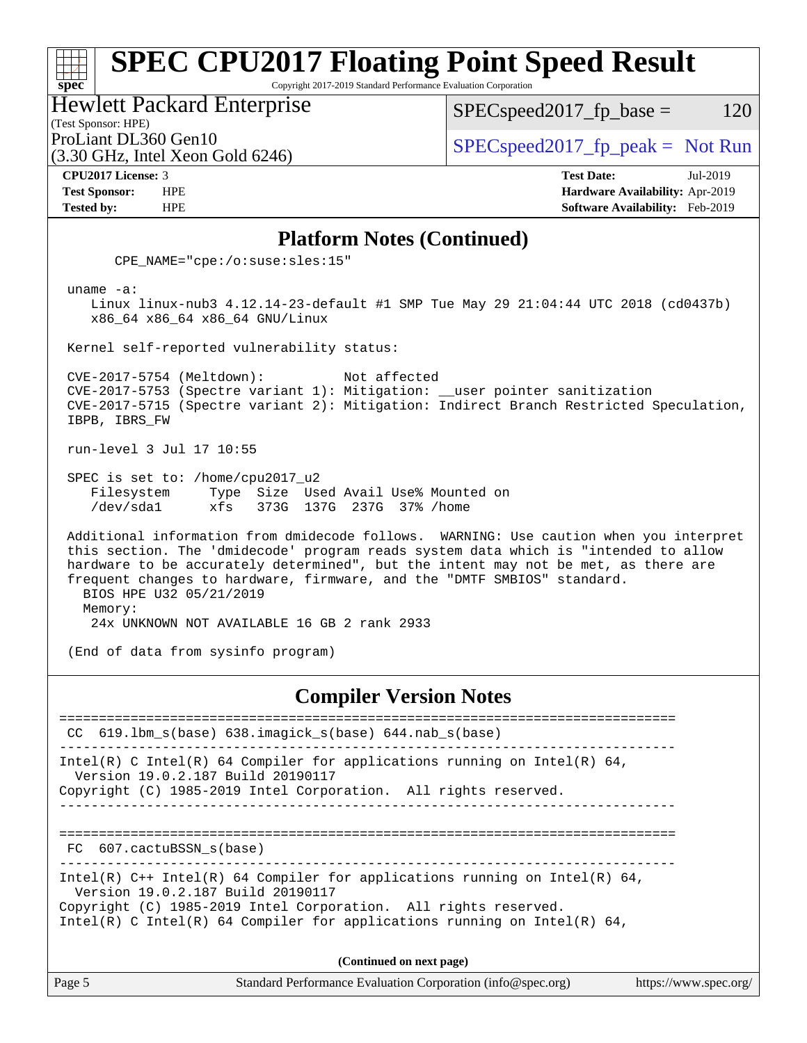## Platform Notes (Continued)

```
      CPE_NAME="cpe:/o:suse:sles:15"

 uname -a:
    Linux linux-nub3 4.12.14-23-default #1 SMP Tue May 29 21:04:44 UTC 2018 (cd0437b)
    x86_64 x86_64 x86_64 GNU/Linux

 Kernel self-reported vulnerability status:

 CVE-2017-5754 (Meltdown):          Not affected
 CVE-2017-5753 (Spectre variant 1): Mitigation: __user pointer sanitization
 CVE-2017-5715 (Spectre variant 2): Mitigation: Indirect Branch Restricted Speculation,
 IBPB, IBRS_FW

 run-level 3 Jul 17 10:55

 SPEC is set to: /home/cpu2017_u2
    Filesystem     Type  Size  Used Avail Use% Mounted on
    /dev/sda1      xfs   373G  137G  237G  37% /home

 Additional information from dmidecode follows.  WARNING: Use caution when you interpret
 this section. The 'dmidecode' program reads system data which is "intended to allow
 hardware to be accurately determined", but the intent may not be met, as there are
 frequent changes to hardware, firmware, and the "DMTF SMBIOS" standard.
   BIOS HPE U32 05/21/2019
   Memory:
    24x UNKNOWN NOT AVAILABLE 16 GB 2 rank 2933

 (End of data from sysinfo program)
```

## Compiler Version Notes

```
==============================================================================
 CC  619.lbm_s(base) 638.imagick_s(base) 644.nab_s(base)
------------------------------------------------------------------------------
Intel(R) C Intel(R) 64 Compiler for applications running on Intel(R) 64,
  Version 19.0.2.187 Build 20190117
Copyright (C) 1985-2019 Intel Corporation.  All rights reserved.
------------------------------------------------------------------------------

==============================================================================
 FC  607.cactuBSSN_s(base)
------------------------------------------------------------------------------
Intel(R) C++ Intel(R) 64 Compiler for applications running on Intel(R) 64,
  Version 19.0.2.187 Build 20190117
Copyright (C) 1985-2019 Intel Corporation.  All rights reserved.
Intel(R) C Intel(R) 64 Compiler for applications running on Intel(R) 64,
```

**(Continued on next page)**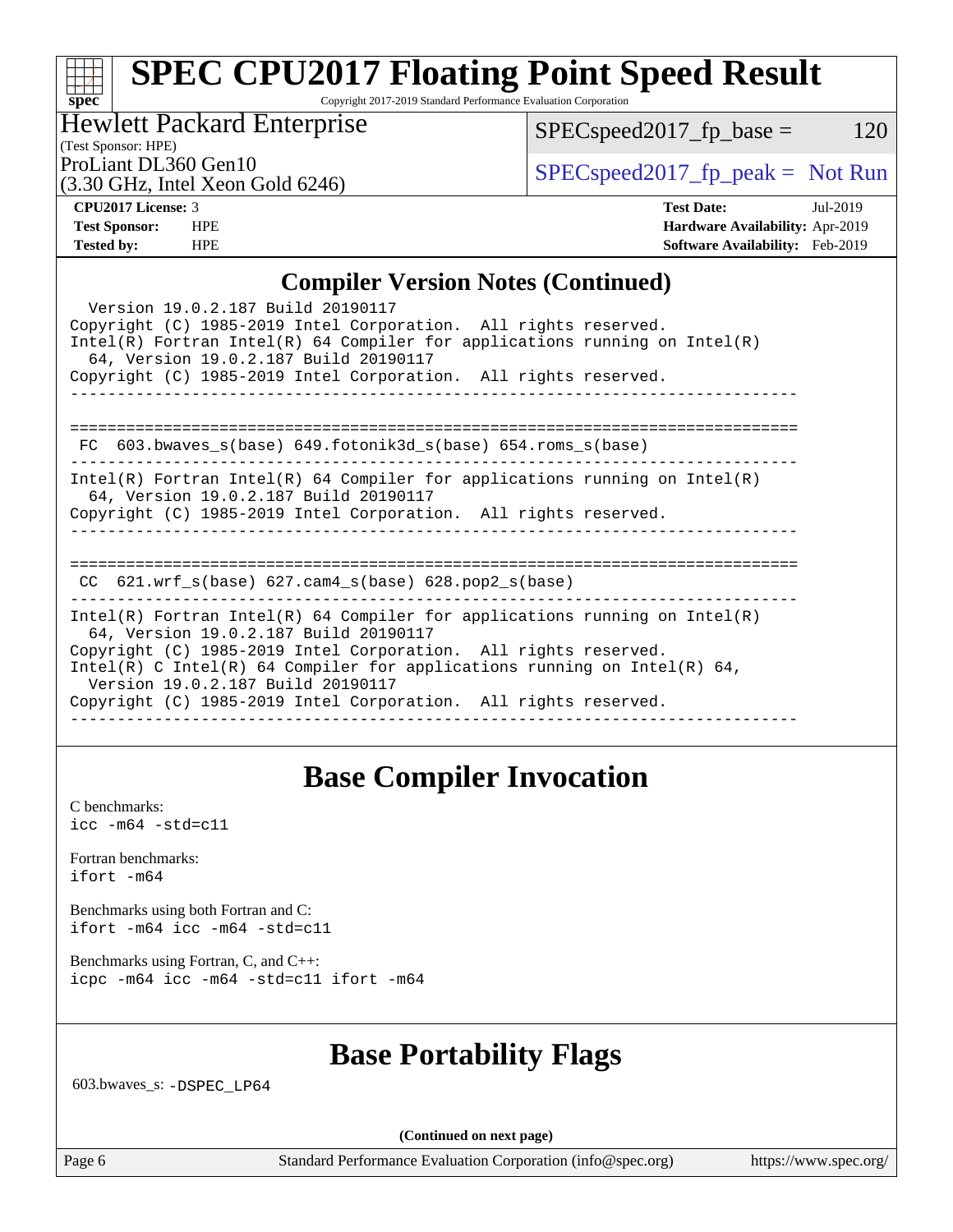## Compiler Version Notes (Continued)

```
  Version 19.0.2.187 Build 20190117
Copyright (C) 1985-2019 Intel Corporation.  All rights reserved.
Intel(R) Fortran Intel(R) 64 Compiler for applications running on Intel(R)
  64, Version 19.0.2.187 Build 20190117
Copyright (C) 1985-2019 Intel Corporation.  All rights reserved.
------------------------------------------------------------------------------

==============================================================================
 FC  603.bwaves_s(base) 649.fotonik3d_s(base) 654.roms_s(base)
------------------------------------------------------------------------------
Intel(R) Fortran Intel(R) 64 Compiler for applications running on Intel(R)
  64, Version 19.0.2.187 Build 20190117
Copyright (C) 1985-2019 Intel Corporation.  All rights reserved.
------------------------------------------------------------------------------

==============================================================================
 CC  621.wrf_s(base) 627.cam4_s(base) 628.pop2_s(base)
------------------------------------------------------------------------------
Intel(R) Fortran Intel(R) 64 Compiler for applications running on Intel(R)
  64, Version 19.0.2.187 Build 20190117
Copyright (C) 1985-2019 Intel Corporation.  All rights reserved.
Intel(R) C Intel(R) 64 Compiler for applications running on Intel(R) 64,
  Version 19.0.2.187 Build 20190117
Copyright (C) 1985-2019 Intel Corporation.  All rights reserved.
------------------------------------------------------------------------------
```

## Base Compiler Invocation

C benchmarks:
`icc -m64 -std=c11`

Fortran benchmarks:
`ifort -m64`

Benchmarks using both Fortran and C:
`ifort -m64 icc -m64 -std=c11`

Benchmarks using Fortran, C, and C++:
`icpc -m64 icc -m64 -std=c11 ifort -m64`

## Base Portability Flags

603.bwaves_s: `-DSPEC_LP64`

**(Continued on next page)**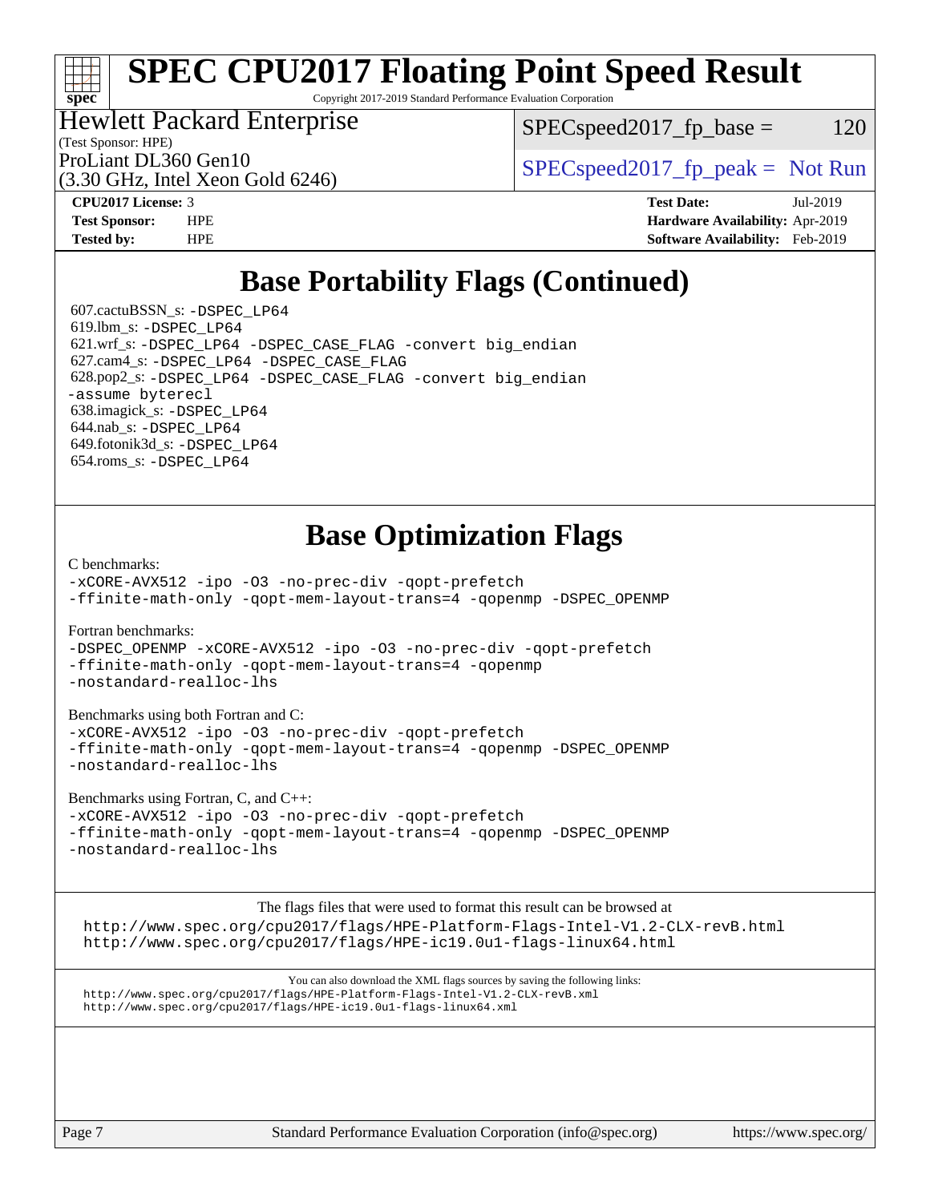# SPEC CPU2017 Floating Point Speed Result

Copyright 2017-2019 Standard Performance Evaluation Corporation

Hewlett Packard Enterprise
(Test Sponsor: HPE)
ProLiant DL360 Gen10
(3.30 GHz, Intel Xeon Gold 6246)

SPECspeed2017_fp_base = 120

SPECspeed2017_fp_peak = Not Run

**CPU2017 License:** 3
**Test Sponsor:** HPE
**Tested by:** HPE

**Test Date:** Jul-2019
**Hardware Availability:** Apr-2019
**Software Availability:** Feb-2019

## Base Portability Flags (Continued)

607.cactuBSSN_s: -DSPEC_LP64
619.lbm_s: -DSPEC_LP64
621.wrf_s: -DSPEC_LP64 -DSPEC_CASE_FLAG -convert big_endian
627.cam4_s: -DSPEC_LP64 -DSPEC_CASE_FLAG
628.pop2_s: -DSPEC_LP64 -DSPEC_CASE_FLAG -convert big_endian -assume byterecl
638.imagick_s: -DSPEC_LP64
644.nab_s: -DSPEC_LP64
649.fotonik3d_s: -DSPEC_LP64
654.roms_s: -DSPEC_LP64

## Base Optimization Flags

C benchmarks:
-xCORE-AVX512 -ipo -O3 -no-prec-div -qopt-prefetch
-ffinite-math-only -qopt-mem-layout-trans=4 -qopenmp -DSPEC_OPENMP

Fortran benchmarks:
-DSPEC_OPENMP -xCORE-AVX512 -ipo -O3 -no-prec-div -qopt-prefetch
-ffinite-math-only -qopt-mem-layout-trans=4 -qopenmp
-nostandard-realloc-lhs

Benchmarks using both Fortran and C:
-xCORE-AVX512 -ipo -O3 -no-prec-div -qopt-prefetch
-ffinite-math-only -qopt-mem-layout-trans=4 -qopenmp -DSPEC_OPENMP
-nostandard-realloc-lhs

Benchmarks using Fortran, C, and C++:
-xCORE-AVX512 -ipo -O3 -no-prec-div -qopt-prefetch
-ffinite-math-only -qopt-mem-layout-trans=4 -qopenmp -DSPEC_OPENMP
-nostandard-realloc-lhs

The flags files that were used to format this result can be browsed at
http://www.spec.org/cpu2017/flags/HPE-Platform-Flags-Intel-V1.2-CLX-revB.html
http://www.spec.org/cpu2017/flags/HPE-ic19.0u1-flags-linux64.html

You can also download the XML flags sources by saving the following links:
http://www.spec.org/cpu2017/flags/HPE-Platform-Flags-Intel-V1.2-CLX-revB.xml
http://www.spec.org/cpu2017/flags/HPE-ic19.0u1-flags-linux64.xml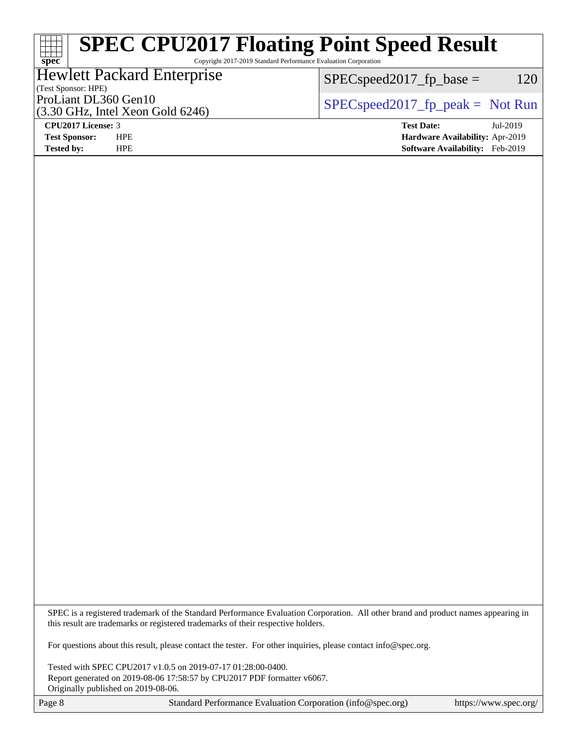SPEC is a registered trademark of the Standard Performance Evaluation Corporation. All other brand and product names appearing in this result are trademarks or registered trademarks of their respective holders.

For questions about this result, please contact the tester. For other inquiries, please contact info@spec.org.

Tested with SPEC CPU2017 v1.0.5 on 2019-07-17 01:28:00-0400.
Report generated on 2019-08-06 17:58:57 by CPU2017 PDF formatter v6067.
Originally published on 2019-08-06.